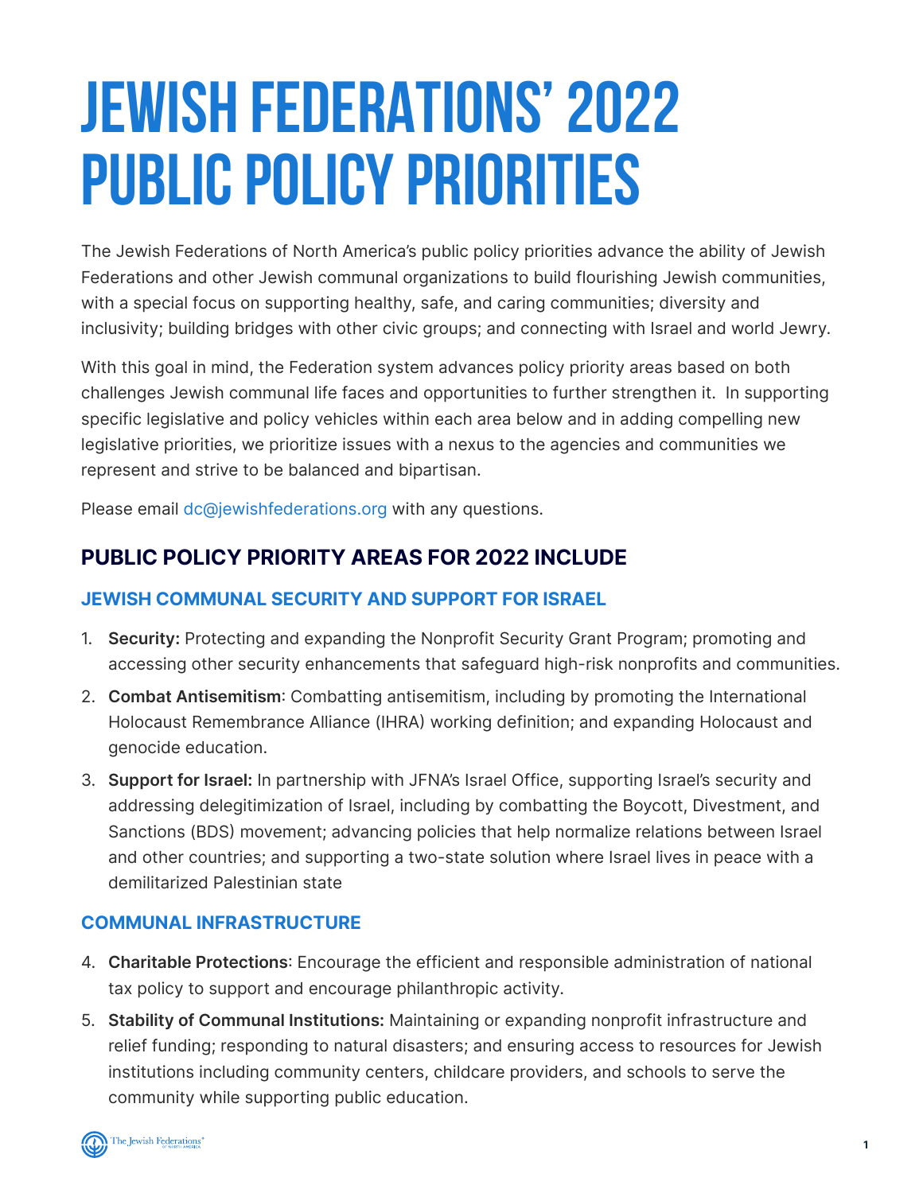# JEWISH FEDERATIONS' 2022 PUBLIC POLICY PRIORITIES

The Jewish Federations of North America's public policy priorities advance the ability of Jewish Federations and other Jewish communal organizations to build flourishing Jewish communities, with a special focus on supporting healthy, safe, and caring communities; diversity and inclusivity; building bridges with other civic groups; and connecting with Israel and world Jewry.

With this goal in mind, the Federation system advances policy priority areas based on both challenges Jewish communal life faces and opportunities to further strengthen it. In supporting specific legislative and policy vehicles within each area below and in adding compelling new legislative priorities, we prioritize issues with a nexus to the agencies and communities we represent and strive to be balanced and bipartisan.

Please email dc@jewishfederations.org with any questions.

## PUBLIC POLICY PRIORITY AREAS FOR 2022 INCLUDE

### JEWISH COMMUNAL SECURITY AND SUPPORT FOR ISRAEL

1. **Security:** Protecting and expanding the Nonprofit Security Grant Program; promoting and accessing other security enhancements that safeguard high-risk nonprofits and communities.
2. **Combat Antisemitism**: Combatting antisemitism, including by promoting the International Holocaust Remembrance Alliance (IHRA) working definition; and expanding Holocaust and genocide education.
3. **Support for Israel:** In partnership with JFNA's Israel Office, supporting Israel's security and addressing delegitimization of Israel, including by combatting the Boycott, Divestment, and Sanctions (BDS) movement; advancing policies that help normalize relations between Israel and other countries; and supporting a two-state solution where Israel lives in peace with a demilitarized Palestinian state

### COMMUNAL INFRASTRUCTURE

4. **Charitable Protections**: Encourage the efficient and responsible administration of national tax policy to support and encourage philanthropic activity.
5. **Stability of Communal Institutions:** Maintaining or expanding nonprofit infrastructure and relief funding; responding to natural disasters; and ensuring access to resources for Jewish institutions including community centers, childcare providers, and schools to serve the community while supporting public education.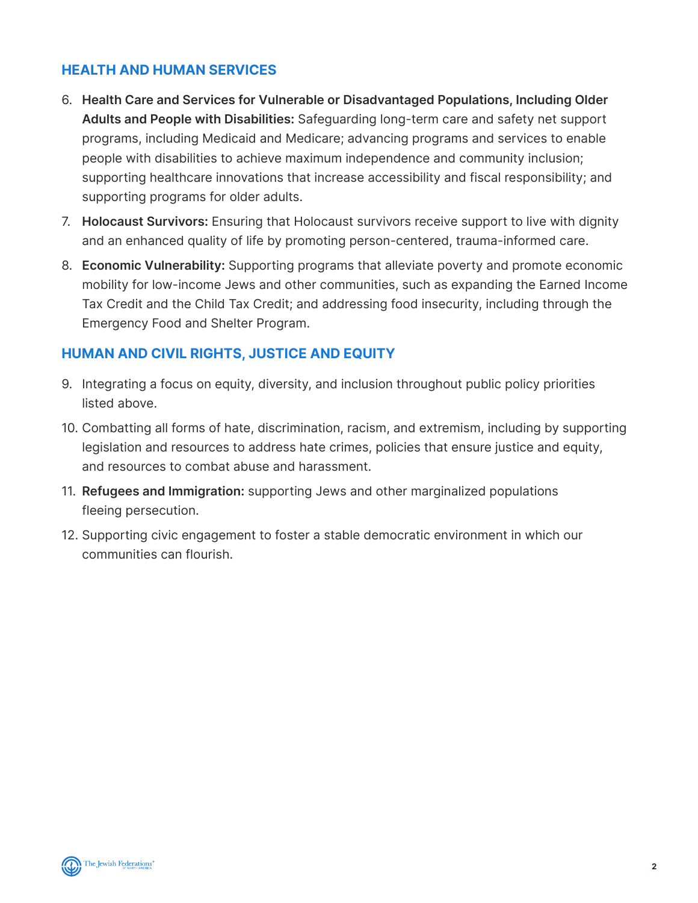## HEALTH AND HUMAN SERVICES

6. **Health Care and Services for Vulnerable or Disadvantaged Populations, Including Older Adults and People with Disabilities:** Safeguarding long-term care and safety net support programs, including Medicaid and Medicare; advancing programs and services to enable people with disabilities to achieve maximum independence and community inclusion; supporting healthcare innovations that increase accessibility and fiscal responsibility; and supporting programs for older adults.
7. **Holocaust Survivors:** Ensuring that Holocaust survivors receive support to live with dignity and an enhanced quality of life by promoting person-centered, trauma-informed care.
8. **Economic Vulnerability:** Supporting programs that alleviate poverty and promote economic mobility for low-income Jews and other communities, such as expanding the Earned Income Tax Credit and the Child Tax Credit; and addressing food insecurity, including through the Emergency Food and Shelter Program.

## HUMAN AND CIVIL RIGHTS, JUSTICE AND EQUITY

9. Integrating a focus on equity, diversity, and inclusion throughout public policy priorities listed above.
10. Combatting all forms of hate, discrimination, racism, and extremism, including by supporting legislation and resources to address hate crimes, policies that ensure justice and equity, and resources to combat abuse and harassment.
11. **Refugees and Immigration:** supporting Jews and other marginalized populations fleeing persecution.
12. Supporting civic engagement to foster a stable democratic environment in which our communities can flourish.